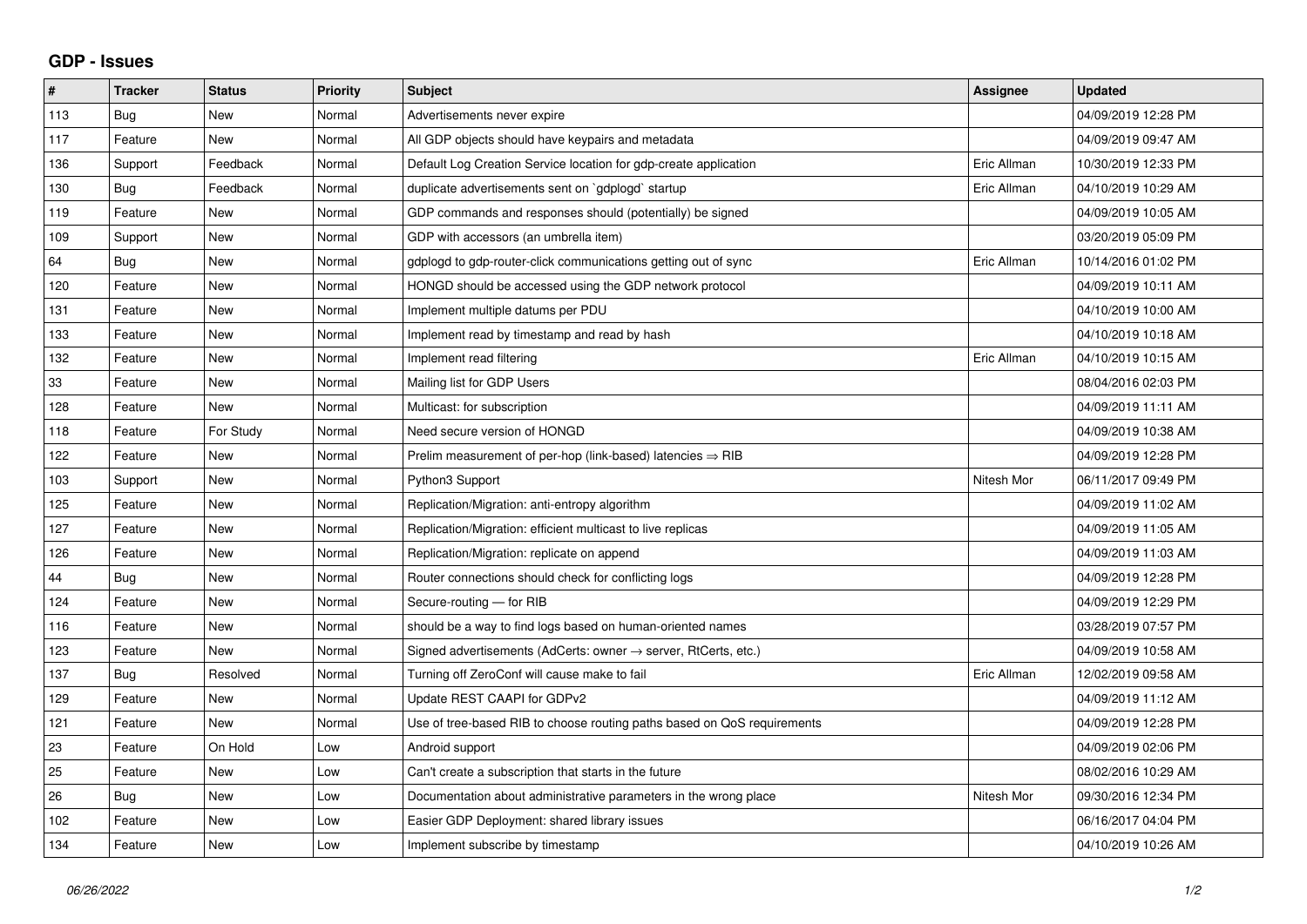## GDP - Issues

| # | Tracker | Status | Priority | Subject | Assignee | Updated |
|---|---|---|---|---|---|---|
| 113 | Bug | New | Normal | Advertisements never expire | | 04/09/2019 12:28 PM |
| 117 | Feature | New | Normal | All GDP objects should have keypairs and metadata | | 04/09/2019 09:47 AM |
| 136 | Support | Feedback | Normal | Default Log Creation Service location for gdp-create application | Eric Allman | 10/30/2019 12:33 PM |
| 130 | Bug | Feedback | Normal | duplicate advertisements sent on `gdplogd` startup | Eric Allman | 04/10/2019 10:29 AM |
| 119 | Feature | New | Normal | GDP commands and responses should (potentially) be signed | | 04/09/2019 10:05 AM |
| 109 | Support | New | Normal | GDP with accessors (an umbrella item) | | 03/20/2019 05:09 PM |
| 64 | Bug | New | Normal | gdplogd to gdp-router-click communications getting out of sync | Eric Allman | 10/14/2016 01:02 PM |
| 120 | Feature | New | Normal | HONGD should be accessed using the GDP network protocol | | 04/09/2019 10:11 AM |
| 131 | Feature | New | Normal | Implement multiple datums per PDU | | 04/10/2019 10:00 AM |
| 133 | Feature | New | Normal | Implement read by timestamp and read by hash | | 04/10/2019 10:18 AM |
| 132 | Feature | New | Normal | Implement read filtering | Eric Allman | 04/10/2019 10:15 AM |
| 33 | Feature | New | Normal | Mailing list for GDP Users | | 08/04/2016 02:03 PM |
| 128 | Feature | New | Normal | Multicast: for subscription | | 04/09/2019 11:11 AM |
| 118 | Feature | For Study | Normal | Need secure version of HONGD | | 04/09/2019 10:38 AM |
| 122 | Feature | New | Normal | Prelim measurement of per-hop (link-based) latencies ⇒ RIB | | 04/09/2019 12:28 PM |
| 103 | Support | New | Normal | Python3 Support | Nitesh Mor | 06/11/2017 09:49 PM |
| 125 | Feature | New | Normal | Replication/Migration: anti-entropy algorithm | | 04/09/2019 11:02 AM |
| 127 | Feature | New | Normal | Replication/Migration: efficient multicast to live replicas | | 04/09/2019 11:05 AM |
| 126 | Feature | New | Normal | Replication/Migration: replicate on append | | 04/09/2019 11:03 AM |
| 44 | Bug | New | Normal | Router connections should check for conflicting logs | | 04/09/2019 12:28 PM |
| 124 | Feature | New | Normal | Secure-routing — for RIB | | 04/09/2019 12:29 PM |
| 116 | Feature | New | Normal | should be a way to find logs based on human-oriented names | | 03/28/2019 07:57 PM |
| 123 | Feature | New | Normal | Signed advertisements (AdCerts: owner → server, RtCerts, etc.) | | 04/09/2019 10:58 AM |
| 137 | Bug | Resolved | Normal | Turning off ZeroConf will cause make to fail | Eric Allman | 12/02/2019 09:58 AM |
| 129 | Feature | New | Normal | Update REST CAAPI for GDPv2 | | 04/09/2019 11:12 AM |
| 121 | Feature | New | Normal | Use of tree-based RIB to choose routing paths based on QoS requirements | | 04/09/2019 12:28 PM |
| 23 | Feature | On Hold | Low | Android support | | 04/09/2019 02:06 PM |
| 25 | Feature | New | Low | Can't create a subscription that starts in the future | | 08/02/2016 10:29 AM |
| 26 | Bug | New | Low | Documentation about administrative parameters in the wrong place | Nitesh Mor | 09/30/2016 12:34 PM |
| 102 | Feature | New | Low | Easier GDP Deployment: shared library issues | | 06/16/2017 04:04 PM |
| 134 | Feature | New | Low | Implement subscribe by timestamp | | 04/10/2019 10:26 AM |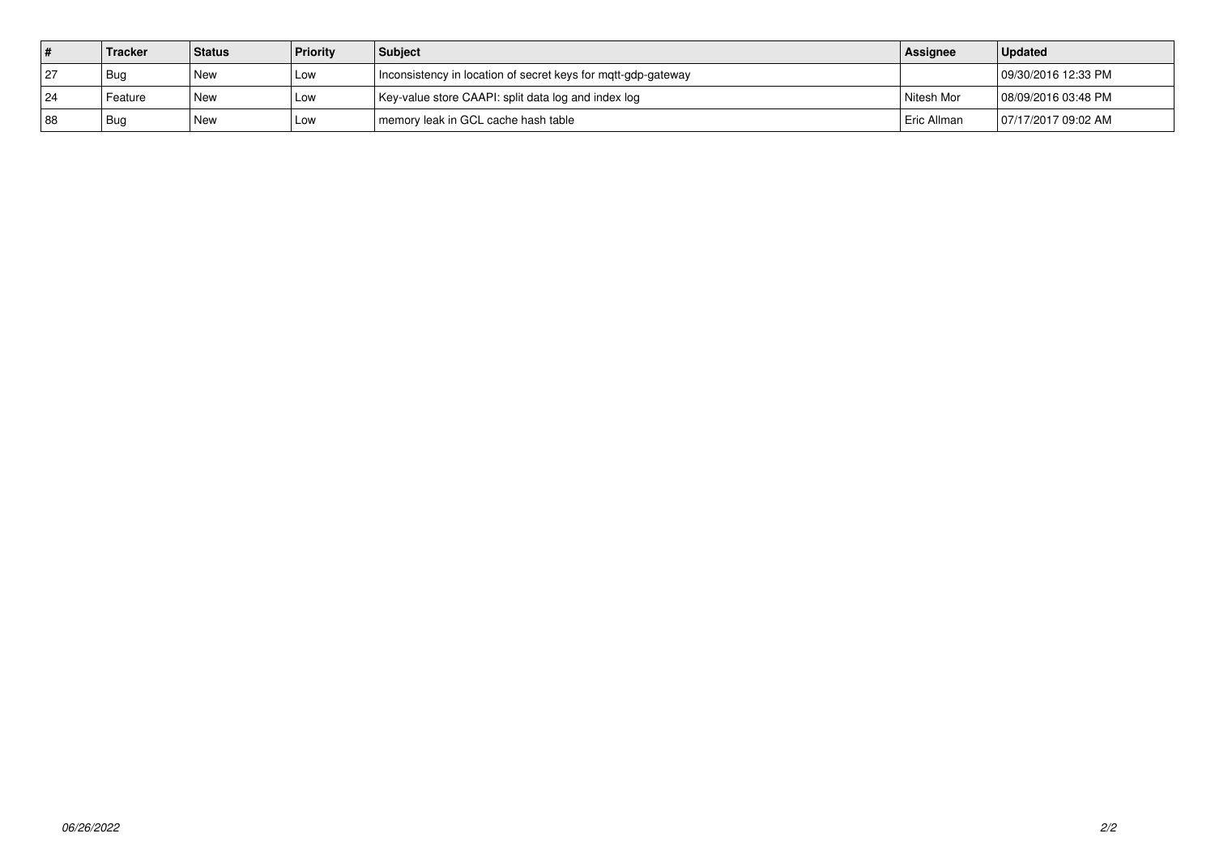| # | Tracker | Status | Priority | Subject | Assignee | Updated |
|---|---|---|---|---|---|---|
| 27 | Bug | New | Low | Inconsistency in location of secret keys for mqtt-gdp-gateway | | 09/30/2016 12:33 PM |
| 24 | Feature | New | Low | Key-value store CAAPI: split data log and index log | Nitesh Mor | 08/09/2016 03:48 PM |
| 88 | Bug | New | Low | memory leak in GCL cache hash table | Eric Allman | 07/17/2017 09:02 AM |